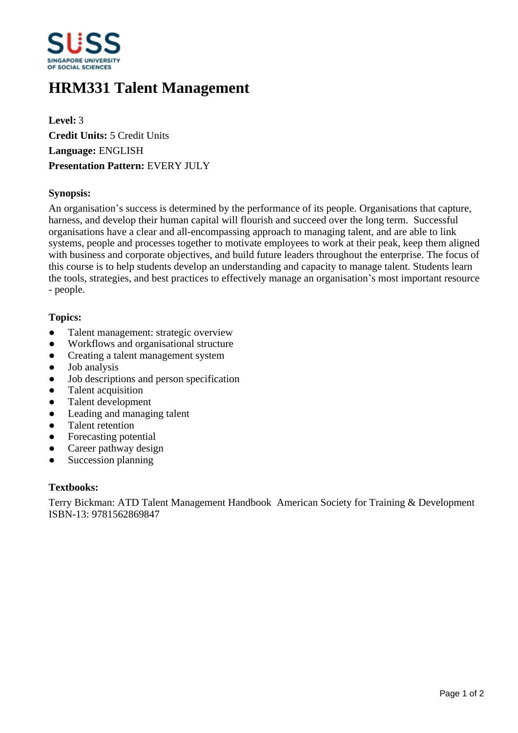# HRM331 Talent Management

**Level:** 3
**Credit Units:** 5 Credit Units
**Language:** ENGLISH
**Presentation Pattern:** EVERY JULY

**Synopsis:**

An organisation's success is determined by the performance of its people. Organisations that capture, harness, and develop their human capital will flourish and succeed over the long term. Successful organisations have a clear and all-encompassing approach to managing talent, and are able to link systems, people and processes together to motivate employees to work at their peak, keep them aligned with business and corporate objectives, and build future leaders throughout the enterprise. The focus of this course is to help students develop an understanding and capacity to manage talent. Students learn the tools, strategies, and best practices to effectively manage an organisation's most important resource - people.

**Topics:**

- Talent management: strategic overview
- Workflows and organisational structure
- Creating a talent management system
- Job analysis
- Job descriptions and person specification
- Talent acquisition
- Talent development
- Leading and managing talent
- Talent retention
- Forecasting potential
- Career pathway design
- Succession planning

**Textbooks:**

Terry Bickman: ATD Talent Management Handbook American Society for Training & Development
ISBN-13: 9781562869847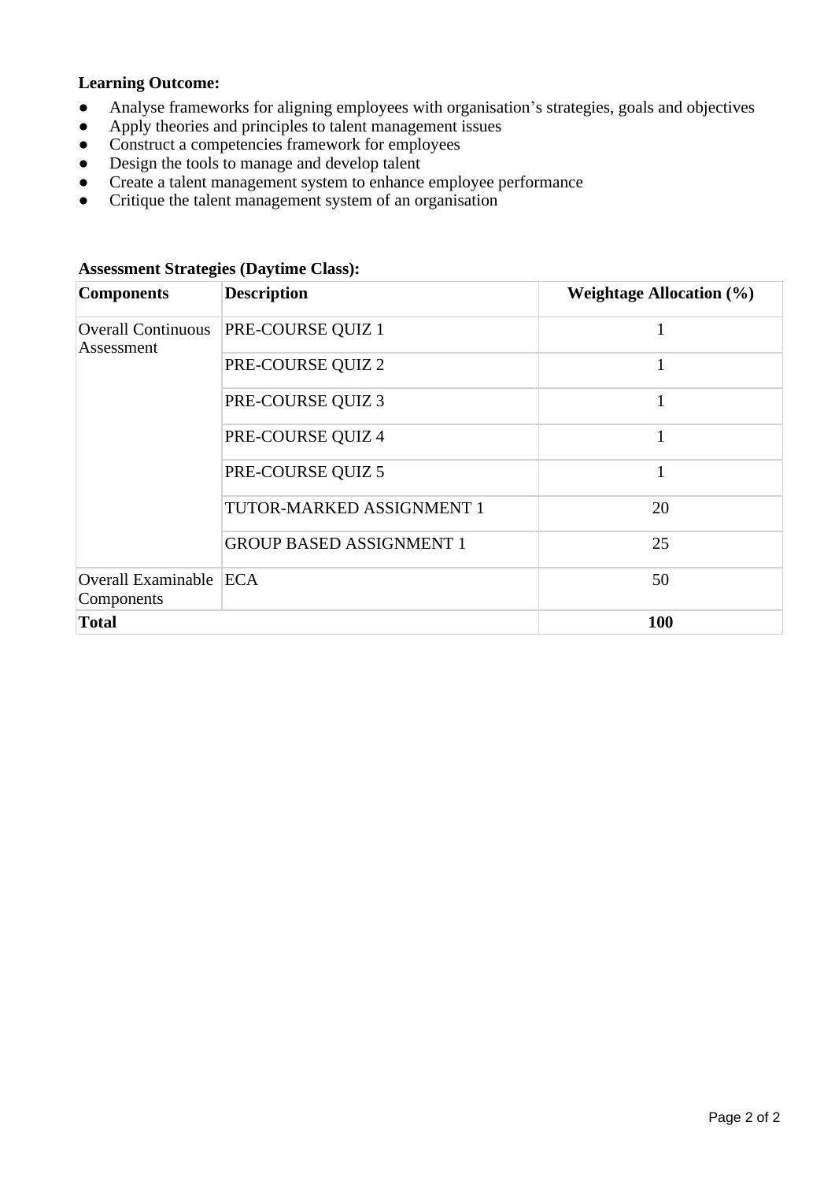**Learning Outcome:**

- Analyse frameworks for aligning employees with organisation's strategies, goals and objectives
- Apply theories and principles to talent management issues
- Construct a competencies framework for employees
- Design the tools to manage and develop talent
- Create a talent management system to enhance employee performance
- Critique the talent management system of an organisation

**Assessment Strategies (Daytime Class):**

| Components | Description | Weightage Allocation (%) |
|---|---|---|
| Overall Continuous Assessment | PRE-COURSE QUIZ 1 | 1 |
| | PRE-COURSE QUIZ 2 | 1 |
| | PRE-COURSE QUIZ 3 | 1 |
| | PRE-COURSE QUIZ 4 | 1 |
| | PRE-COURSE QUIZ 5 | 1 |
| | TUTOR-MARKED ASSIGNMENT 1 | 20 |
| | GROUP BASED ASSIGNMENT 1 | 25 |
| Overall Examinable Components | ECA | 50 |
| **Total** | | **100** |